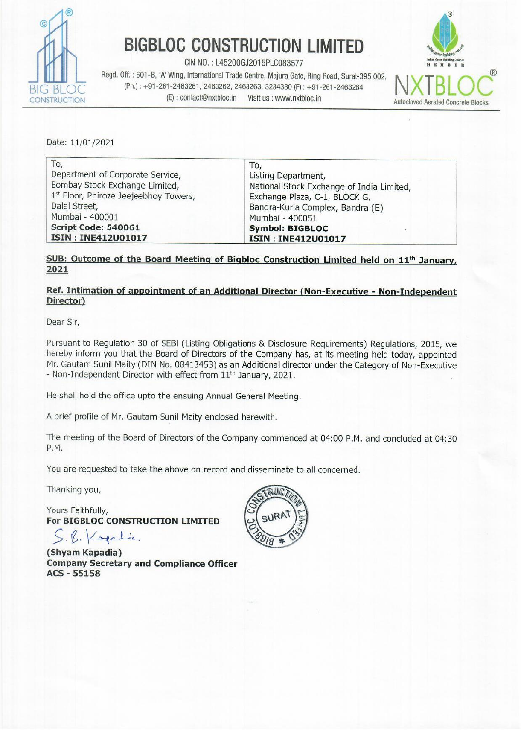# BIGBLOC CONSTRUCTION LIMITED

CIN NO. : L45200GJ2015PLC083577

Regd. Off. : 601-B, 'A' Wing, International Trade Centre, Majura Gate, Ring Road, Surat-395 002.
(Ph.) : +91-261-2463261, 2463262, 2463263, 3234330 (F) : +91-261-2463264
(E) : contact@nxtbloc.in Visit us : www.nxtbloc.in

NXTBLOC® Autoclaved Aerated Concrete Blocks

Date: 11/01/2021

| To, | To, |
|---|---|
| Department of Corporate Service, | Listing Department, |
| Bombay Stock Exchange Limited, | National Stock Exchange of India Limited, |
| 1st Floor, Phiroze Jeejeebhoy Towers, | Exchange Plaza, C-1, BLOCK G, |
| Dalal Street, | Bandra-Kurla Complex, Bandra (E) |
| Mumbai - 400001 | Mumbai - 400051 |
| **Script Code: 540061** | **Symbol: BIGBLOC** |
| **ISIN : INE412U01017** | **ISIN : INE412U01017** |

**SUB: Outcome of the Board Meeting of Bigbloc Construction Limited held on 11th January, 2021**

**Ref. Intimation of appointment of an Additional Director (Non-Executive - Non-Independent Director)**

Dear Sir,

Pursuant to Regulation 30 of SEBI (Listing Obligations & Disclosure Requirements) Regulations, 2015, we hereby inform you that the Board of Directors of the Company has, at its meeting held today, appointed Mr. Gautam Sunil Maity (DIN No. 08413453) as an Additional director under the Category of Non-Executive - Non-Independent Director with effect from 11th January, 2021.

He shall hold the office upto the ensuing Annual General Meeting.

A brief profile of Mr. Gautam Sunil Maity enclosed herewith.

The meeting of the Board of Directors of the Company commenced at 04:00 P.M. and concluded at 04:30 P.M.

You are requested to take the above on record and disseminate to all concerned.

Thanking you,

Yours Faithfully,
**For BIGBLOC CONSTRUCTION LIMITED**

S. B. Kapadia

**(Shyam Kapadia)**
**Company Secretary and Compliance Officer**
**ACS - 55158**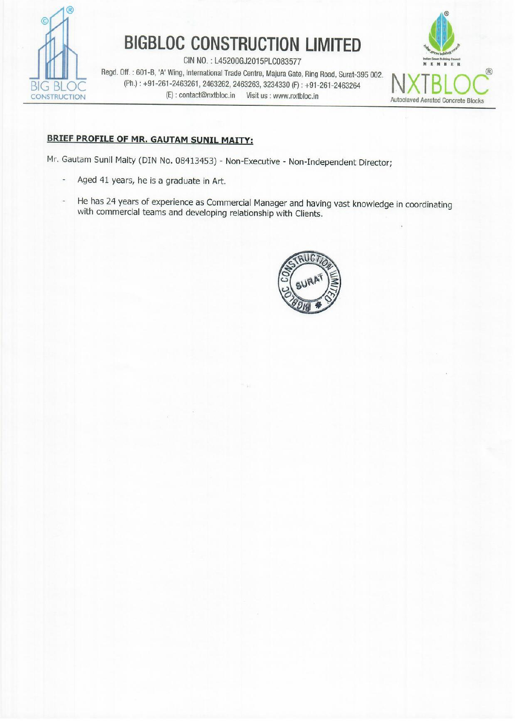# BIGBLOC CONSTRUCTION LIMITED

CIN NO. : L45200GJ2015PLC083577

Regd. Off. : 601-B, 'A' Wing, International Trade Centre, Majura Gate, Ring Road, Surat-395 002.
(Ph.) : +91-261-2463261, 2463262, 2463263, 3234330 (F) : +91-261-2463264
(E) : contact@nxtbloc.in Visit us : www.nxtbloc.in

NXTBLOC Autoclaved Aerated Concrete Blocks

**BRIEF PROFILE OF MR. GAUTAM SUNIL MAITY:**

Mr. Gautam Sunil Maity (DIN No. 08413453) - Non-Executive - Non-Independent Director;

- Aged 41 years, he is a graduate in Art.
- He has 24 years of experience as Commercial Manager and having vast knowledge in coordinating with commercial teams and developing relationship with Clients.